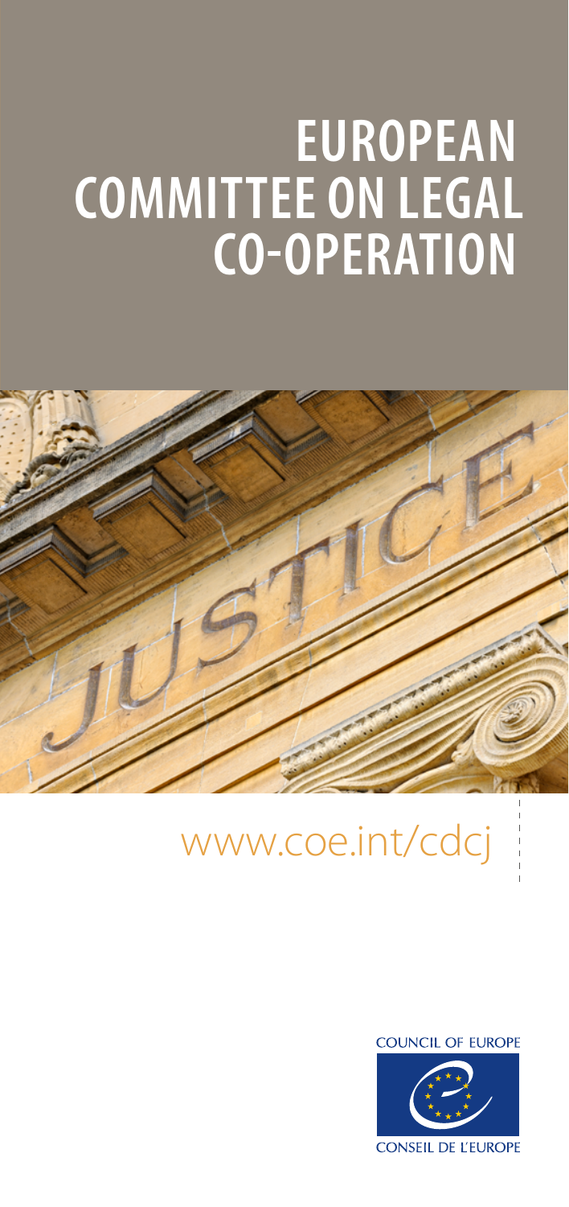# EUROPEAN COMMITTEE ON LEGAL CO-OPERATION

www.coe.int/cdcj

COUNCIL OF EUROPE

CONSEIL DE L'EUROPE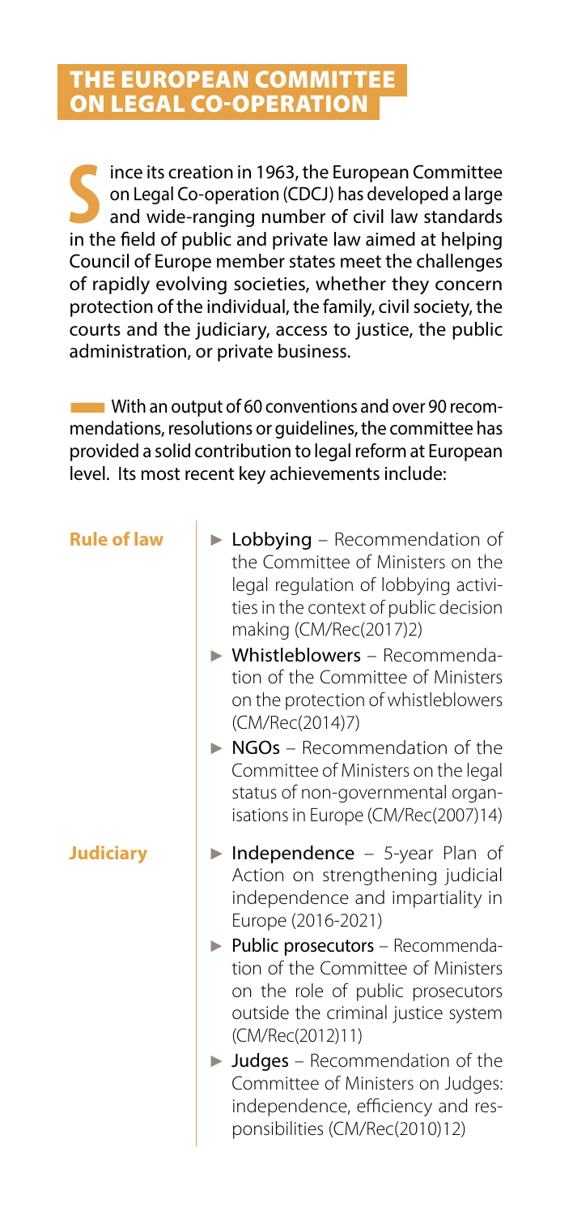# THE EUROPEAN COMMITTEE ON LEGAL CO-OPERATION

Since its creation in 1963, the European Committee on Legal Co-operation (CDCJ) has developed a large and wide-ranging number of civil law standards in the field of public and private law aimed at helping Council of Europe member states meet the challenges of rapidly evolving societies, whether they concern protection of the individual, the family, civil society, the courts and the judiciary, access to justice, the public administration, or private business.

With an output of 60 conventions and over 90 recommendations, resolutions or guidelines, the committee has provided a solid contribution to legal reform at European level. Its most recent key achievements include:

**Rule of law**

- **Lobbying** – Recommendation of the Committee of Ministers on the legal regulation of lobbying activities in the context of public decision making (CM/Rec(2017)2)
- **Whistleblowers** – Recommendation of the Committee of Ministers on the protection of whistleblowers (CM/Rec(2014)7)
- **NGOs** – Recommendation of the Committee of Ministers on the legal status of non-governmental organisations in Europe (CM/Rec(2007)14)

**Judiciary**

- **Independence** – 5-year Plan of Action on strengthening judicial independence and impartiality in Europe (2016-2021)
- **Public prosecutors** – Recommendation of the Committee of Ministers on the role of public prosecutors outside the criminal justice system (CM/Rec(2012)11)
- **Judges** – Recommendation of the Committee of Ministers on Judges: independence, efficiency and responsibilities (CM/Rec(2010)12)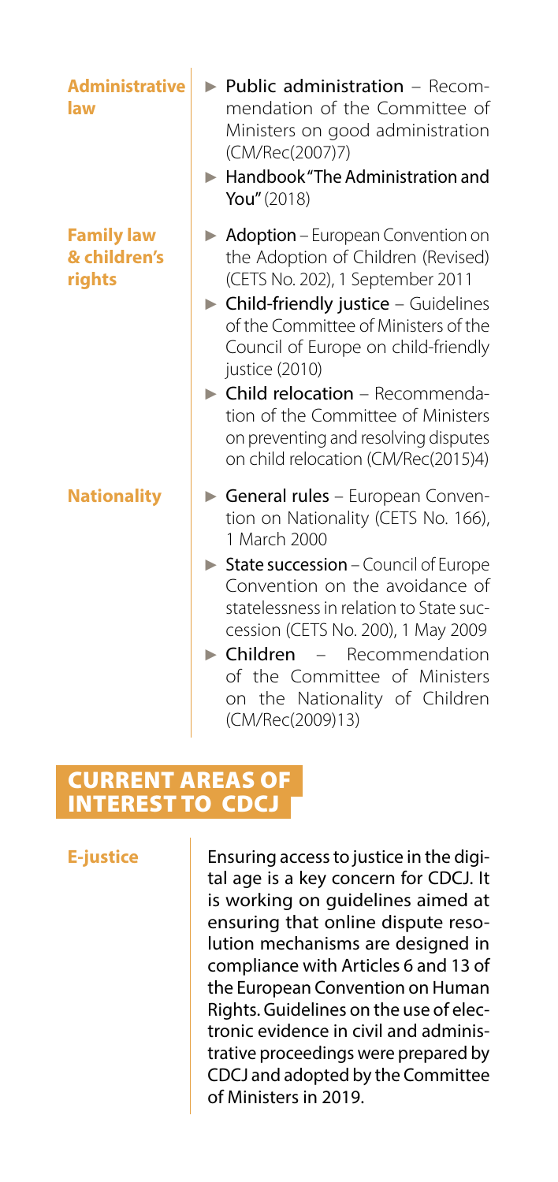**Administrative law**

- **Public administration** – Recommendation of the Committee of Ministers on good administration (CM/Rec(2007)7)
- **Handbook "The Administration and You"** (2018)

**Family law & children's rights**

- **Adoption** – European Convention on the Adoption of Children (Revised) (CETS No. 202), 1 September 2011
- **Child-friendly justice** – Guidelines of the Committee of Ministers of the Council of Europe on child-friendly justice (2010)
- **Child relocation** – Recommendation of the Committee of Ministers on preventing and resolving disputes on child relocation (CM/Rec(2015)4)

**Nationality**

- **General rules** – European Convention on Nationality (CETS No. 166), 1 March 2000
- **State succession** – Council of Europe Convention on the avoidance of statelessness in relation to State succession (CETS No. 200), 1 May 2009
- **Children** – Recommendation of the Committee of Ministers on the Nationality of Children (CM/Rec(2009)13)

## CURRENT AREAS OF INTEREST TO CDCJ

**E-justice**

Ensuring access to justice in the digital age is a key concern for CDCJ. It is working on guidelines aimed at ensuring that online dispute resolution mechanisms are designed in compliance with Articles 6 and 13 of the European Convention on Human Rights. Guidelines on the use of electronic evidence in civil and administrative proceedings were prepared by CDCJ and adopted by the Committee of Ministers in 2019.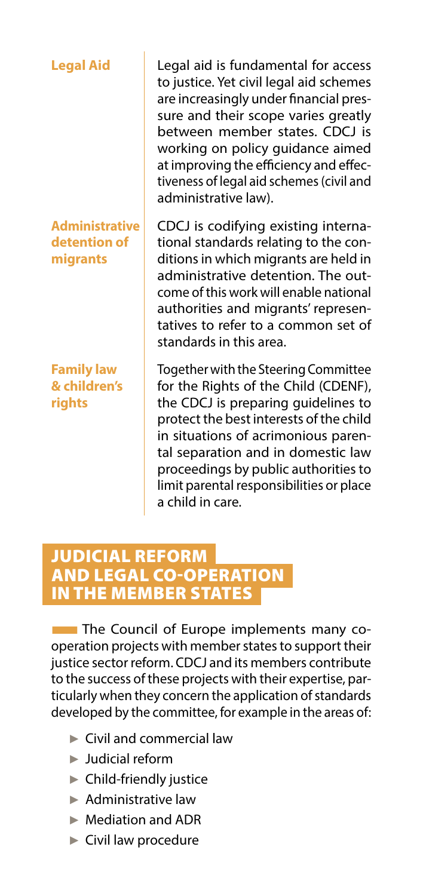| | |
|---|---|
| **Legal Aid** | Legal aid is fundamental for access to justice. Yet civil legal aid schemes are increasingly under financial pressure and their scope varies greatly between member states. CDCJ is working on policy guidance aimed at improving the efficiency and effectiveness of legal aid schemes (civil and administrative law). |
| **Administrative detention of migrants** | CDCJ is codifying existing international standards relating to the conditions in which migrants are held in administrative detention. The outcome of this work will enable national authorities and migrants' representatives to refer to a common set of standards in this area. |
| **Family law & children's rights** | Together with the Steering Committee for the Rights of the Child (CDENF), the CDCJ is preparing guidelines to protect the best interests of the child in situations of acrimonious parental separation and in domestic law proceedings by public authorities to limit parental responsibilities or place a child in care. |

## JUDICIAL REFORM AND LEGAL CO-OPERATION IN THE MEMBER STATES

The Council of Europe implements many co-operation projects with member states to support their justice sector reform. CDCJ and its members contribute to the success of these projects with their expertise, particularly when they concern the application of standards developed by the committee, for example in the areas of:

- Civil and commercial law
- Judicial reform
- Child-friendly justice
- Administrative law
- Mediation and ADR
- Civil law procedure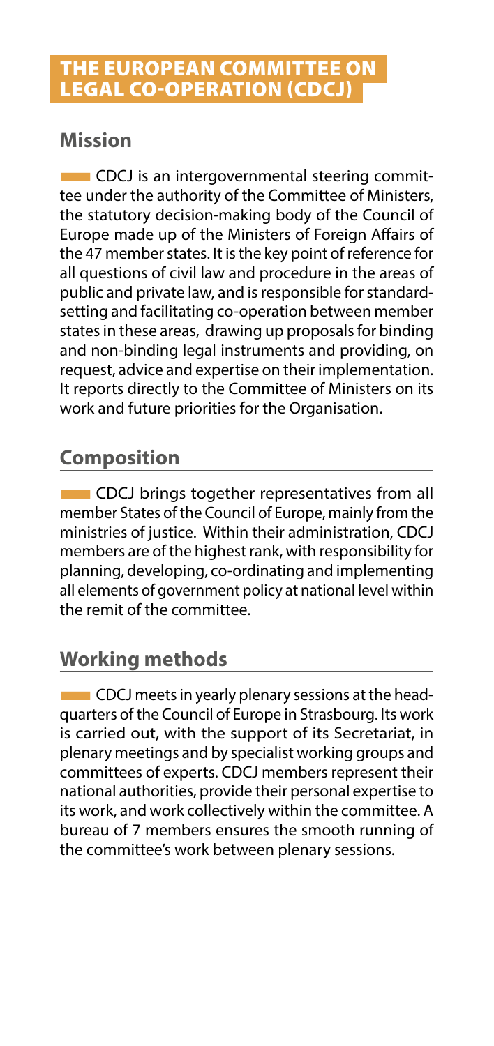# THE EUROPEAN COMMITTEE ON LEGAL CO-OPERATION (CDCJ)

## Mission

CDCJ is an intergovernmental steering committee under the authority of the Committee of Ministers, the statutory decision-making body of the Council of Europe made up of the Ministers of Foreign Affairs of the 47 member states. It is the key point of reference for all questions of civil law and procedure in the areas of public and private law, and is responsible for standard-setting and facilitating co-operation between member states in these areas, drawing up proposals for binding and non-binding legal instruments and providing, on request, advice and expertise on their implementation. It reports directly to the Committee of Ministers on its work and future priorities for the Organisation.

## Composition

CDCJ brings together representatives from all member States of the Council of Europe, mainly from the ministries of justice. Within their administration, CDCJ members are of the highest rank, with responsibility for planning, developing, co-ordinating and implementing all elements of government policy at national level within the remit of the committee.

## Working methods

CDCJ meets in yearly plenary sessions at the headquarters of the Council of Europe in Strasbourg. Its work is carried out, with the support of its Secretariat, in plenary meetings and by specialist working groups and committees of experts. CDCJ members represent their national authorities, provide their personal expertise to its work, and work collectively within the committee. A bureau of 7 members ensures the smooth running of the committee's work between plenary sessions.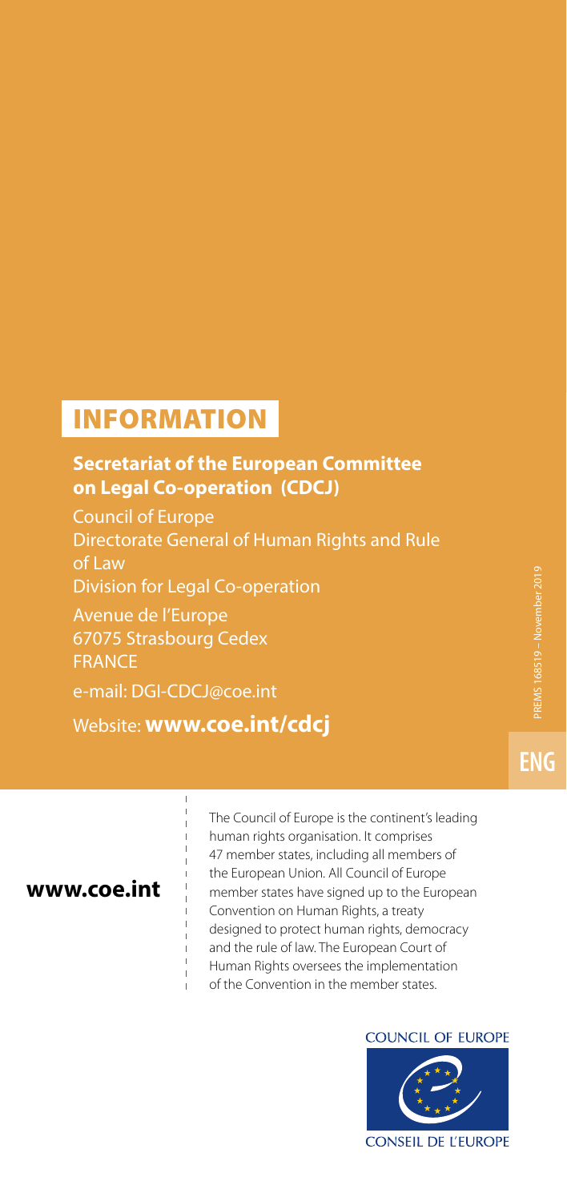# INFORMATION

**Secretariat of the European Committee on Legal Co-operation (CDCJ)**

Council of Europe
Directorate General of Human Rights and Rule of Law
Division for Legal Co-operation

Avenue de l'Europe
67075 Strasbourg Cedex
FRANCE

e-mail: DGI-CDCJ@coe.int

Website: **www.coe.int/cdcj**

PREMS 168519 – November 2019

**ENG**

**www.coe.int**

The Council of Europe is the continent's leading human rights organisation. It comprises 47 member states, including all members of the European Union. All Council of Europe member states have signed up to the European Convention on Human Rights, a treaty designed to protect human rights, democracy and the rule of law. The European Court of Human Rights oversees the implementation of the Convention in the member states.

COUNCIL OF EUROPE

CONSEIL DE L'EUROPE